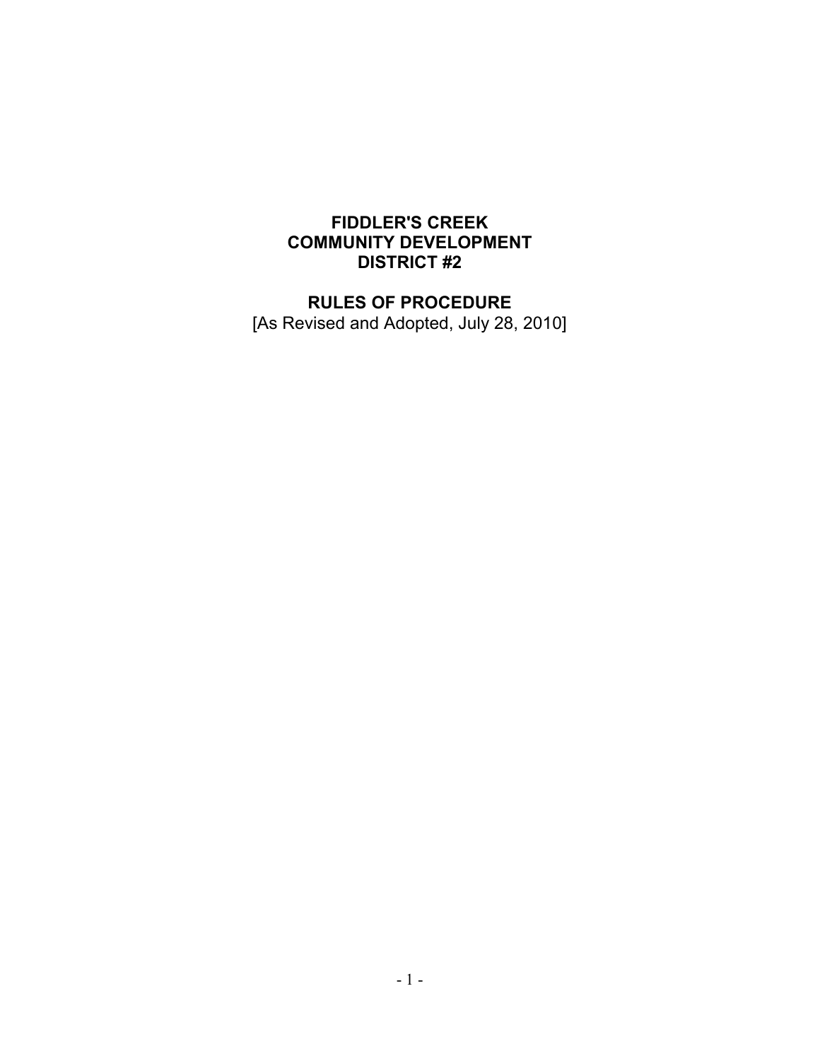# FIDDLER'S CREEK COMMUNITY DEVELOPMENT DISTRICT #2

## RULES OF PROCEDURE

[As Revised and Adopted, July 28, 2010]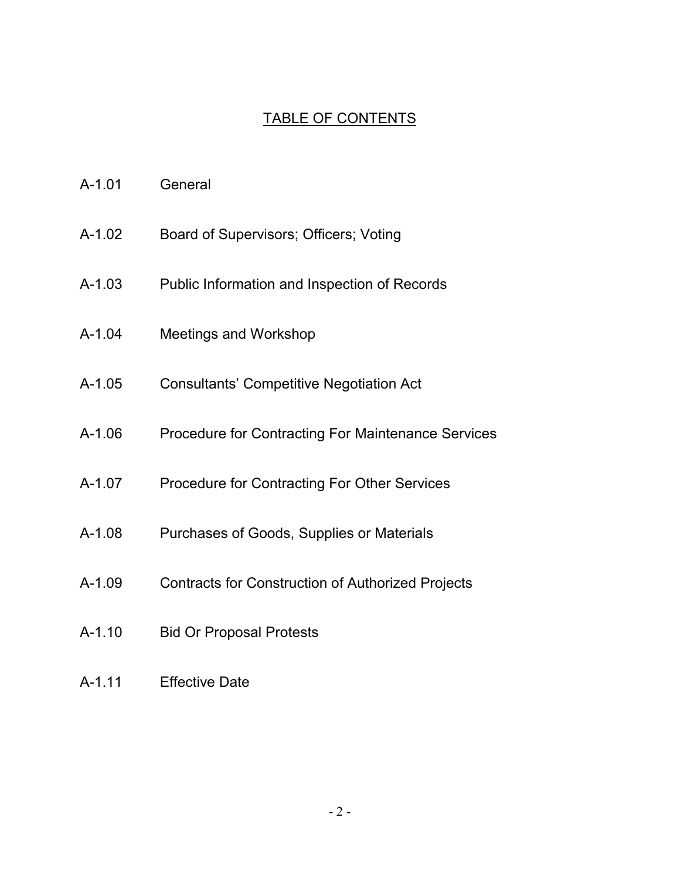# TABLE OF CONTENTS

A-1.01 General

A-1.02 Board of Supervisors; Officers; Voting

A-1.03 Public Information and Inspection of Records

A-1.04 Meetings and Workshop

A-1.05 Consultants' Competitive Negotiation Act

A-1.06 Procedure for Contracting For Maintenance Services

A-1.07 Procedure for Contracting For Other Services

A-1.08 Purchases of Goods, Supplies or Materials

A-1.09 Contracts for Construction of Authorized Projects

A-1.10 Bid Or Proposal Protests

A-1.11 Effective Date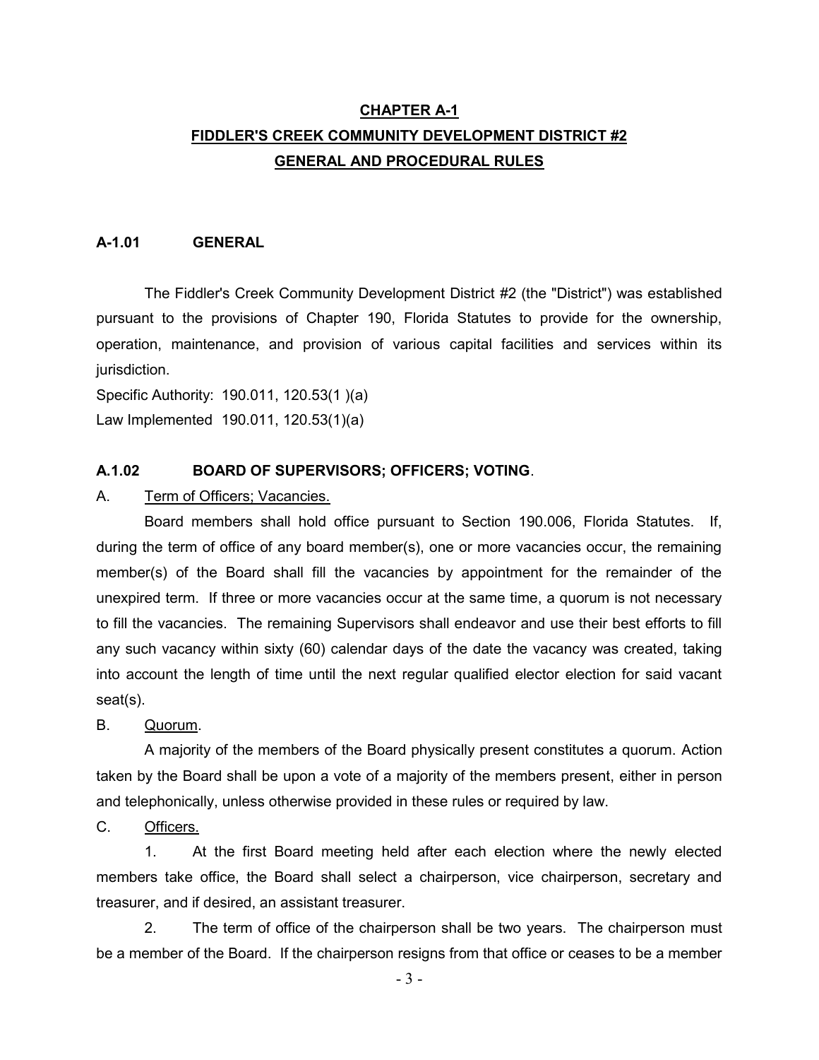# CHAPTER A-1

# FIDDLER'S CREEK COMMUNITY DEVELOPMENT DISTRICT #2

# GENERAL AND PROCEDURAL RULES

### A-1.01 GENERAL

The Fiddler's Creek Community Development District #2 (the "District") was established pursuant to the provisions of Chapter 190, Florida Statutes to provide for the ownership, operation, maintenance, and provision of various capital facilities and services within its jurisdiction.

Specific Authority: 190.011, 120.53(1 )(a)

Law Implemented 190.011, 120.53(1)(a)

### A.1.02 BOARD OF SUPERVISORS; OFFICERS; VOTING.

A. Term of Officers; Vacancies.

Board members shall hold office pursuant to Section 190.006, Florida Statutes. If, during the term of office of any board member(s), one or more vacancies occur, the remaining member(s) of the Board shall fill the vacancies by appointment for the remainder of the unexpired term. If three or more vacancies occur at the same time, a quorum is not necessary to fill the vacancies. The remaining Supervisors shall endeavor and use their best efforts to fill any such vacancy within sixty (60) calendar days of the date the vacancy was created, taking into account the length of time until the next regular qualified elector election for said vacant seat(s).

B. Quorum.

A majority of the members of the Board physically present constitutes a quorum. Action taken by the Board shall be upon a vote of a majority of the members present, either in person and telephonically, unless otherwise provided in these rules or required by law.

C. Officers.

1. At the first Board meeting held after each election where the newly elected members take office, the Board shall select a chairperson, vice chairperson, secretary and treasurer, and if desired, an assistant treasurer.

2. The term of office of the chairperson shall be two years. The chairperson must be a member of the Board. If the chairperson resigns from that office or ceases to be a member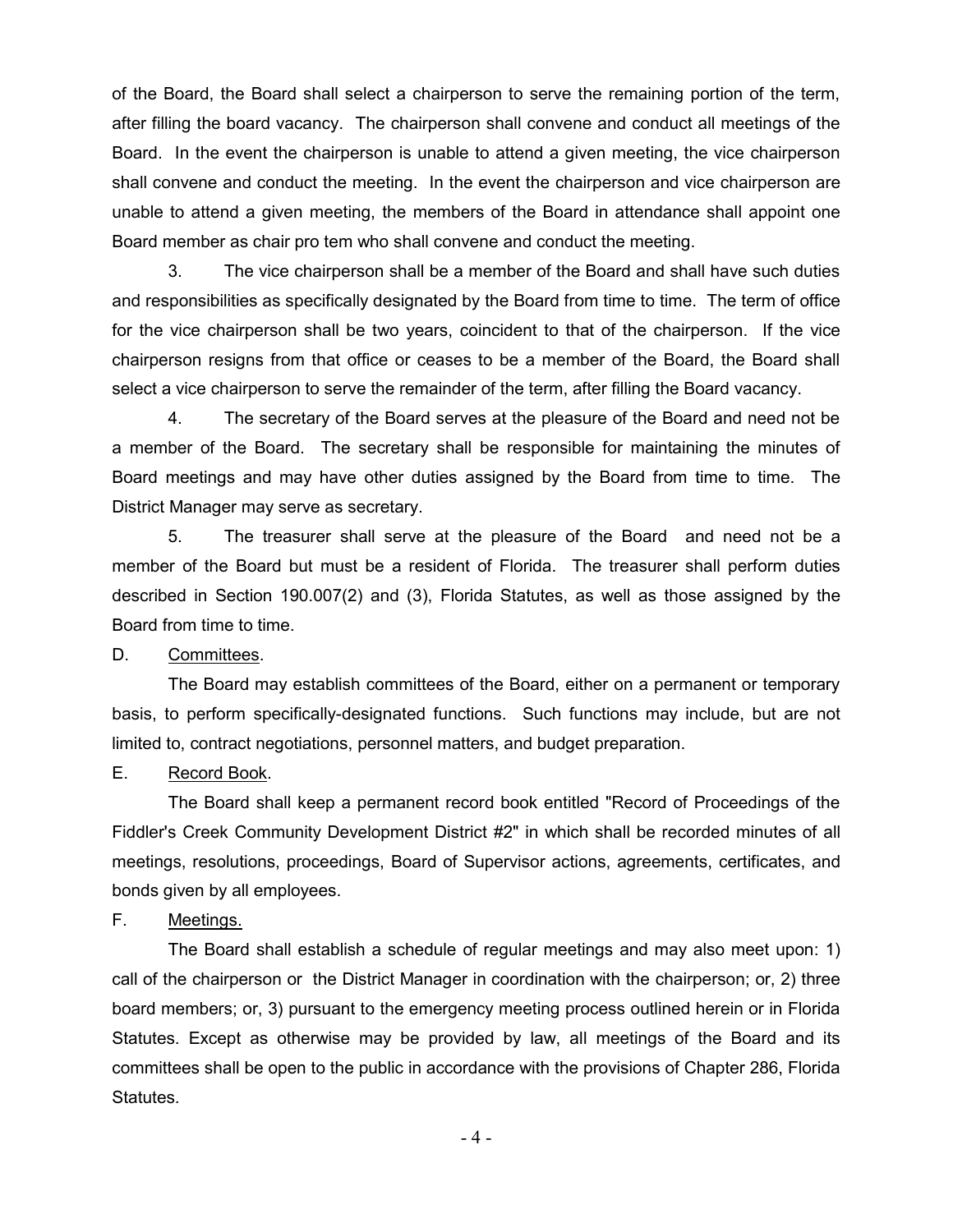of the Board, the Board shall select a chairperson to serve the remaining portion of the term, after filling the board vacancy. The chairperson shall convene and conduct all meetings of the Board. In the event the chairperson is unable to attend a given meeting, the vice chairperson shall convene and conduct the meeting. In the event the chairperson and vice chairperson are unable to attend a given meeting, the members of the Board in attendance shall appoint one Board member as chair pro tem who shall convene and conduct the meeting.

3. The vice chairperson shall be a member of the Board and shall have such duties and responsibilities as specifically designated by the Board from time to time. The term of office for the vice chairperson shall be two years, coincident to that of the chairperson. If the vice chairperson resigns from that office or ceases to be a member of the Board, the Board shall select a vice chairperson to serve the remainder of the term, after filling the Board vacancy.

4. The secretary of the Board serves at the pleasure of the Board and need not be a member of the Board. The secretary shall be responsible for maintaining the minutes of Board meetings and may have other duties assigned by the Board from time to time. The District Manager may serve as secretary.

5. The treasurer shall serve at the pleasure of the Board and need not be a member of the Board but must be a resident of Florida. The treasurer shall perform duties described in Section 190.007(2) and (3), Florida Statutes, as well as those assigned by the Board from time to time.

D. Committees.

The Board may establish committees of the Board, either on a permanent or temporary basis, to perform specifically-designated functions. Such functions may include, but are not limited to, contract negotiations, personnel matters, and budget preparation.

E. Record Book.

The Board shall keep a permanent record book entitled "Record of Proceedings of the Fiddler's Creek Community Development District #2" in which shall be recorded minutes of all meetings, resolutions, proceedings, Board of Supervisor actions, agreements, certificates, and bonds given by all employees.

F. Meetings.

The Board shall establish a schedule of regular meetings and may also meet upon: 1) call of the chairperson or the District Manager in coordination with the chairperson; or, 2) three board members; or, 3) pursuant to the emergency meeting process outlined herein or in Florida Statutes. Except as otherwise may be provided by law, all meetings of the Board and its committees shall be open to the public in accordance with the provisions of Chapter 286, Florida Statutes.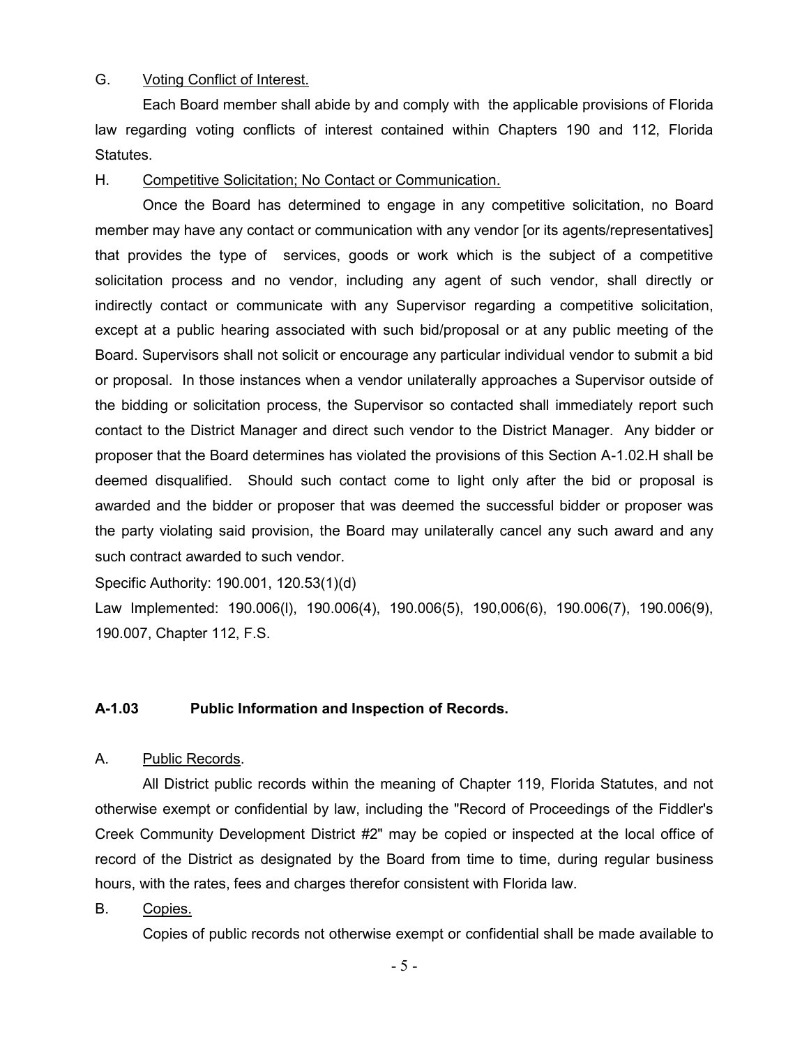G. Voting Conflict of Interest.

Each Board member shall abide by and comply with the applicable provisions of Florida law regarding voting conflicts of interest contained within Chapters 190 and 112, Florida Statutes.

H. Competitive Solicitation; No Contact or Communication.

Once the Board has determined to engage in any competitive solicitation, no Board member may have any contact or communication with any vendor [or its agents/representatives] that provides the type of services, goods or work which is the subject of a competitive solicitation process and no vendor, including any agent of such vendor, shall directly or indirectly contact or communicate with any Supervisor regarding a competitive solicitation, except at a public hearing associated with such bid/proposal or at any public meeting of the Board. Supervisors shall not solicit or encourage any particular individual vendor to submit a bid or proposal. In those instances when a vendor unilaterally approaches a Supervisor outside of the bidding or solicitation process, the Supervisor so contacted shall immediately report such contact to the District Manager and direct such vendor to the District Manager. Any bidder or proposer that the Board determines has violated the provisions of this Section A-1.02.H shall be deemed disqualified. Should such contact come to light only after the bid or proposal is awarded and the bidder or proposer that was deemed the successful bidder or proposer was the party violating said provision, the Board may unilaterally cancel any such award and any such contract awarded to such vendor.

Specific Authority: 190.001, 120.53(1)(d)

Law Implemented: 190.006(l), 190.006(4), 190.006(5), 190,006(6), 190.006(7), 190.006(9), 190.007, Chapter 112, F.S.

**A-1.03 Public Information and Inspection of Records.**

A. Public Records.

All District public records within the meaning of Chapter 119, Florida Statutes, and not otherwise exempt or confidential by law, including the "Record of Proceedings of the Fiddler's Creek Community Development District #2" may be copied or inspected at the local office of record of the District as designated by the Board from time to time, during regular business hours, with the rates, fees and charges therefor consistent with Florida law.

B. Copies.

Copies of public records not otherwise exempt or confidential shall be made available to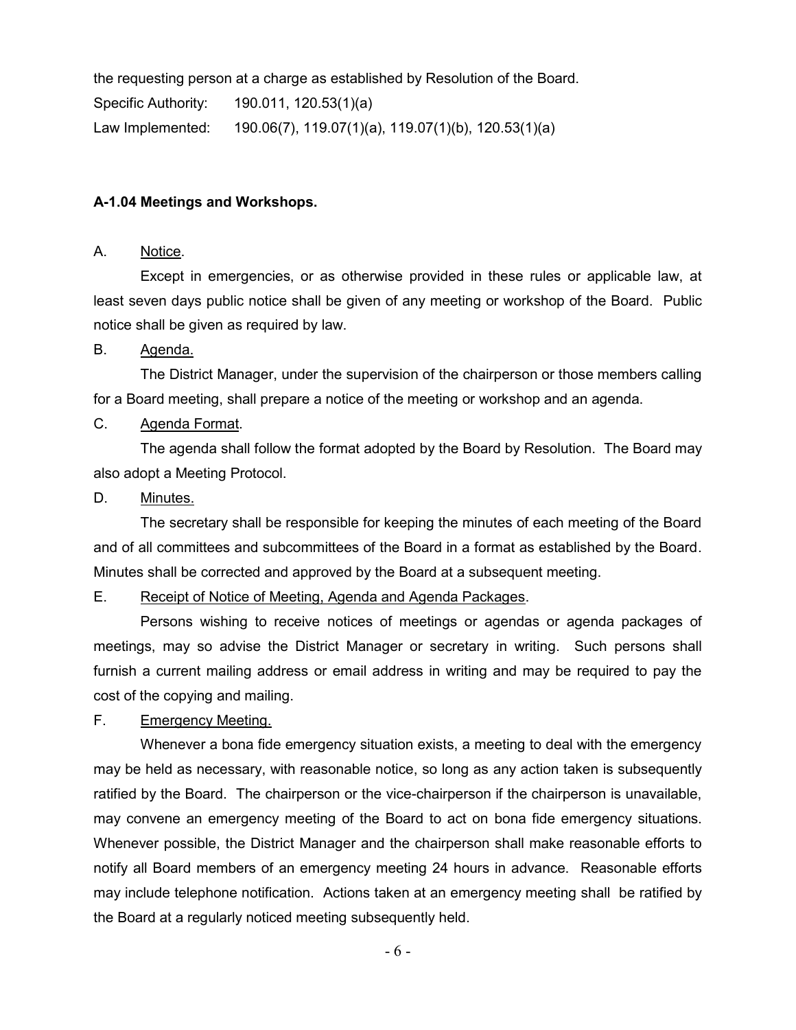the requesting person at a charge as established by Resolution of the Board.

Specific Authority: 190.011, 120.53(1)(a)

Law Implemented: 190.06(7), 119.07(1)(a), 119.07(1)(b), 120.53(1)(a)

**A-1.04 Meetings and Workshops.**

A. Notice.

Except in emergencies, or as otherwise provided in these rules or applicable law, at least seven days public notice shall be given of any meeting or workshop of the Board. Public notice shall be given as required by law.

B. Agenda.

The District Manager, under the supervision of the chairperson or those members calling for a Board meeting, shall prepare a notice of the meeting or workshop and an agenda.

C. Agenda Format.

The agenda shall follow the format adopted by the Board by Resolution. The Board may also adopt a Meeting Protocol.

D. Minutes.

The secretary shall be responsible for keeping the minutes of each meeting of the Board and of all committees and subcommittees of the Board in a format as established by the Board. Minutes shall be corrected and approved by the Board at a subsequent meeting.

E. Receipt of Notice of Meeting, Agenda and Agenda Packages.

Persons wishing to receive notices of meetings or agendas or agenda packages of meetings, may so advise the District Manager or secretary in writing. Such persons shall furnish a current mailing address or email address in writing and may be required to pay the cost of the copying and mailing.

F. Emergency Meeting.

Whenever a bona fide emergency situation exists, a meeting to deal with the emergency may be held as necessary, with reasonable notice, so long as any action taken is subsequently ratified by the Board. The chairperson or the vice-chairperson if the chairperson is unavailable, may convene an emergency meeting of the Board to act on bona fide emergency situations. Whenever possible, the District Manager and the chairperson shall make reasonable efforts to notify all Board members of an emergency meeting 24 hours in advance. Reasonable efforts may include telephone notification. Actions taken at an emergency meeting shall be ratified by the Board at a regularly noticed meeting subsequently held.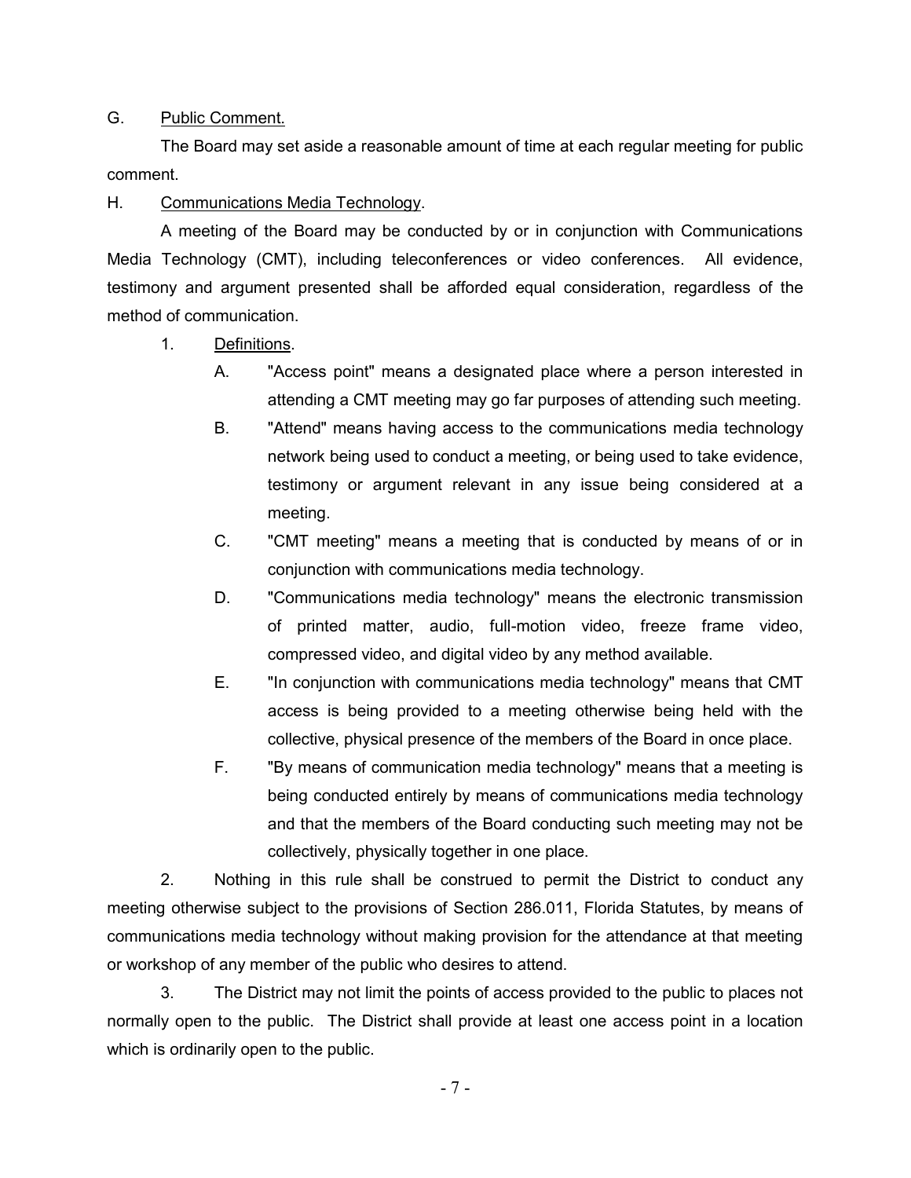G. Public Comment.

The Board may set aside a reasonable amount of time at each regular meeting for public comment.

H. Communications Media Technology.

A meeting of the Board may be conducted by or in conjunction with Communications Media Technology (CMT), including teleconferences or video conferences. All evidence, testimony and argument presented shall be afforded equal consideration, regardless of the method of communication.

1. Definitions.

   A. "Access point" means a designated place where a person interested in attending a CMT meeting may go far purposes of attending such meeting.

   B. "Attend" means having access to the communications media technology network being used to conduct a meeting, or being used to take evidence, testimony or argument relevant in any issue being considered at a meeting.

   C. "CMT meeting" means a meeting that is conducted by means of or in conjunction with communications media technology.

   D. "Communications media technology" means the electronic transmission of printed matter, audio, full-motion video, freeze frame video, compressed video, and digital video by any method available.

   E. "In conjunction with communications media technology" means that CMT access is being provided to a meeting otherwise being held with the collective, physical presence of the members of the Board in once place.

   F. "By means of communication media technology" means that a meeting is being conducted entirely by means of communications media technology and that the members of the Board conducting such meeting may not be collectively, physically together in one place.

2. Nothing in this rule shall be construed to permit the District to conduct any meeting otherwise subject to the provisions of Section 286.011, Florida Statutes, by means of communications media technology without making provision for the attendance at that meeting or workshop of any member of the public who desires to attend.

3. The District may not limit the points of access provided to the public to places not normally open to the public. The District shall provide at least one access point in a location which is ordinarily open to the public.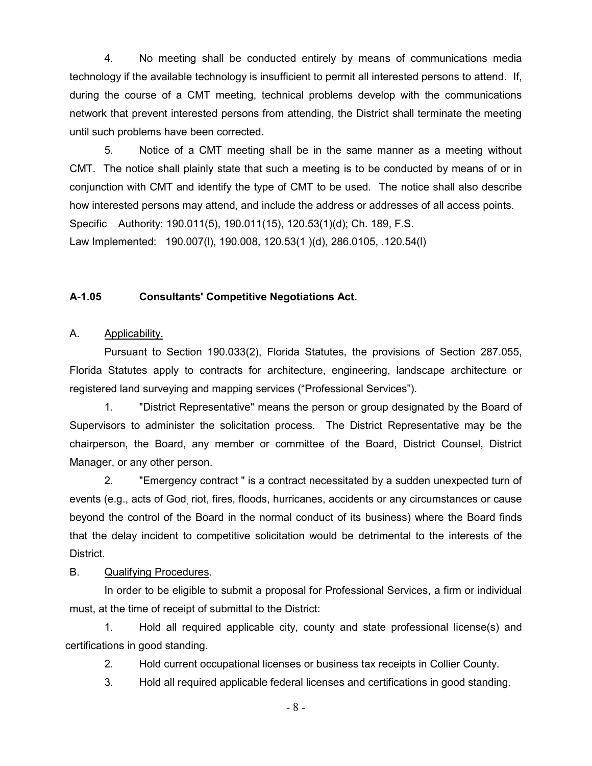4. No meeting shall be conducted entirely by means of communications media technology if the available technology is insufficient to permit all interested persons to attend. If, during the course of a CMT meeting, technical problems develop with the communications network that prevent interested persons from attending, the District shall terminate the meeting until such problems have been corrected.

5. Notice of a CMT meeting shall be in the same manner as a meeting without CMT. The notice shall plainly state that such a meeting is to be conducted by means of or in conjunction with CMT and identify the type of CMT to be used. The notice shall also describe how interested persons may attend, and include the address or addresses of all access points.

Specific Authority: 190.011(5), 190.011(15), 120.53(1)(d); Ch. 189, F.S.

Law Implemented: 190.007(l), 190.008, 120.53(1 )(d), 286.0105, .120.54(l)

### A-1.05 Consultants' Competitive Negotiations Act.

A. Applicability.

Pursuant to Section 190.033(2), Florida Statutes, the provisions of Section 287.055, Florida Statutes apply to contracts for architecture, engineering, landscape architecture or registered land surveying and mapping services ("Professional Services").

1. "District Representative" means the person or group designated by the Board of Supervisors to administer the solicitation process. The District Representative may be the chairperson, the Board, any member or committee of the Board, District Counsel, District Manager, or any other person.

2. "Emergency contract " is a contract necessitated by a sudden unexpected turn of events (e.g., acts of God, riot, fires, floods, hurricanes, accidents or any circumstances or cause beyond the control of the Board in the normal conduct of its business) where the Board finds that the delay incident to competitive solicitation would be detrimental to the interests of the District.

B. Qualifying Procedures.

In order to be eligible to submit a proposal for Professional Services, a firm or individual must, at the time of receipt of submittal to the District:

1. Hold all required applicable city, county and state professional license(s) and certifications in good standing.

2. Hold current occupational licenses or business tax receipts in Collier County.

3. Hold all required applicable federal licenses and certifications in good standing.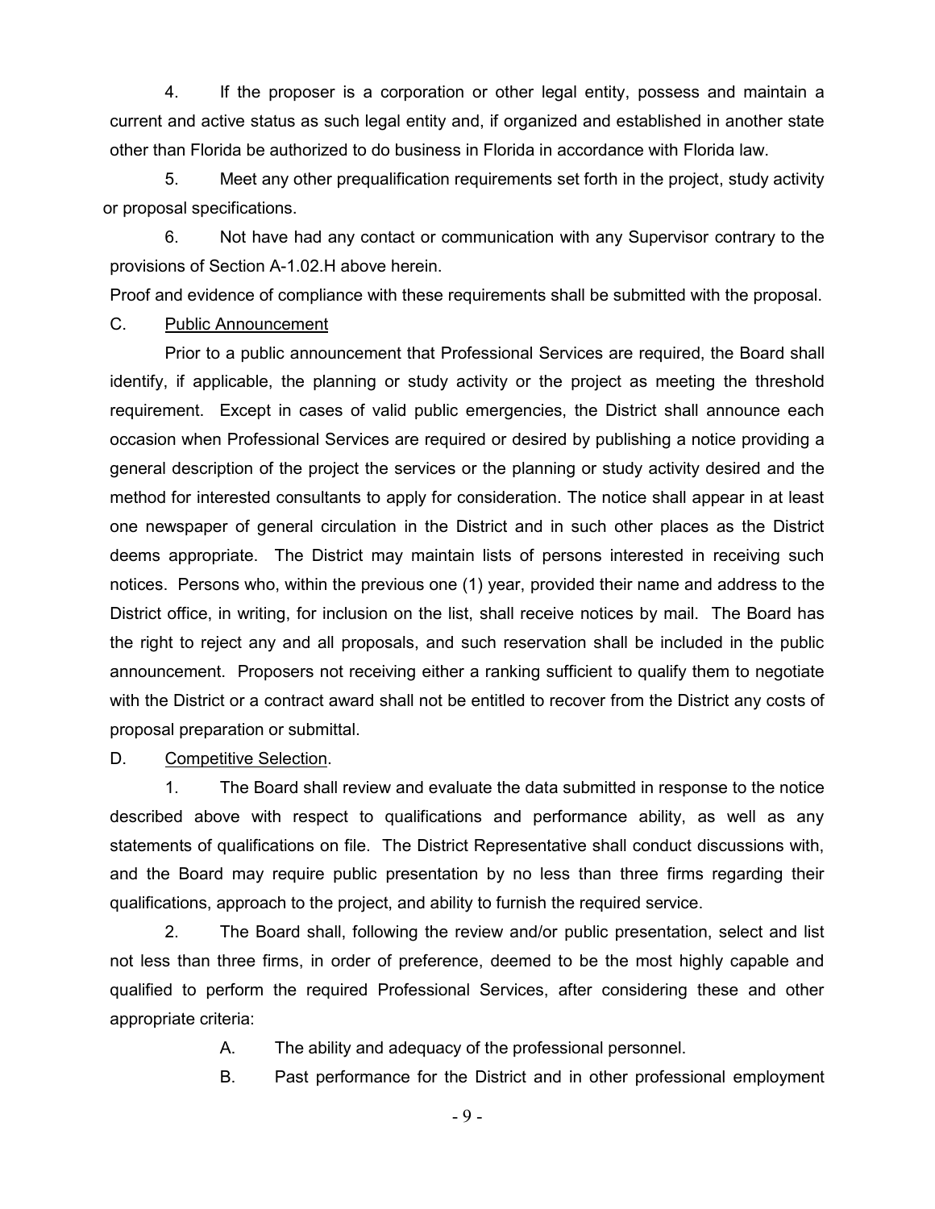4. If the proposer is a corporation or other legal entity, possess and maintain a current and active status as such legal entity and, if organized and established in another state other than Florida be authorized to do business in Florida in accordance with Florida law.

5. Meet any other prequalification requirements set forth in the project, study activity or proposal specifications.

6. Not have had any contact or communication with any Supervisor contrary to the provisions of Section A-1.02.H above herein.

Proof and evidence of compliance with these requirements shall be submitted with the proposal.

C. Public Announcement

Prior to a public announcement that Professional Services are required, the Board shall identify, if applicable, the planning or study activity or the project as meeting the threshold requirement. Except in cases of valid public emergencies, the District shall announce each occasion when Professional Services are required or desired by publishing a notice providing a general description of the project the services or the planning or study activity desired and the method for interested consultants to apply for consideration. The notice shall appear in at least one newspaper of general circulation in the District and in such other places as the District deems appropriate. The District may maintain lists of persons interested in receiving such notices. Persons who, within the previous one (1) year, provided their name and address to the District office, in writing, for inclusion on the list, shall receive notices by mail. The Board has the right to reject any and all proposals, and such reservation shall be included in the public announcement. Proposers not receiving either a ranking sufficient to qualify them to negotiate with the District or a contract award shall not be entitled to recover from the District any costs of proposal preparation or submittal.

D. Competitive Selection.

1. The Board shall review and evaluate the data submitted in response to the notice described above with respect to qualifications and performance ability, as well as any statements of qualifications on file. The District Representative shall conduct discussions with, and the Board may require public presentation by no less than three firms regarding their qualifications, approach to the project, and ability to furnish the required service.

2. The Board shall, following the review and/or public presentation, select and list not less than three firms, in order of preference, deemed to be the most highly capable and qualified to perform the required Professional Services, after considering these and other appropriate criteria:

A. The ability and adequacy of the professional personnel.

B. Past performance for the District and in other professional employment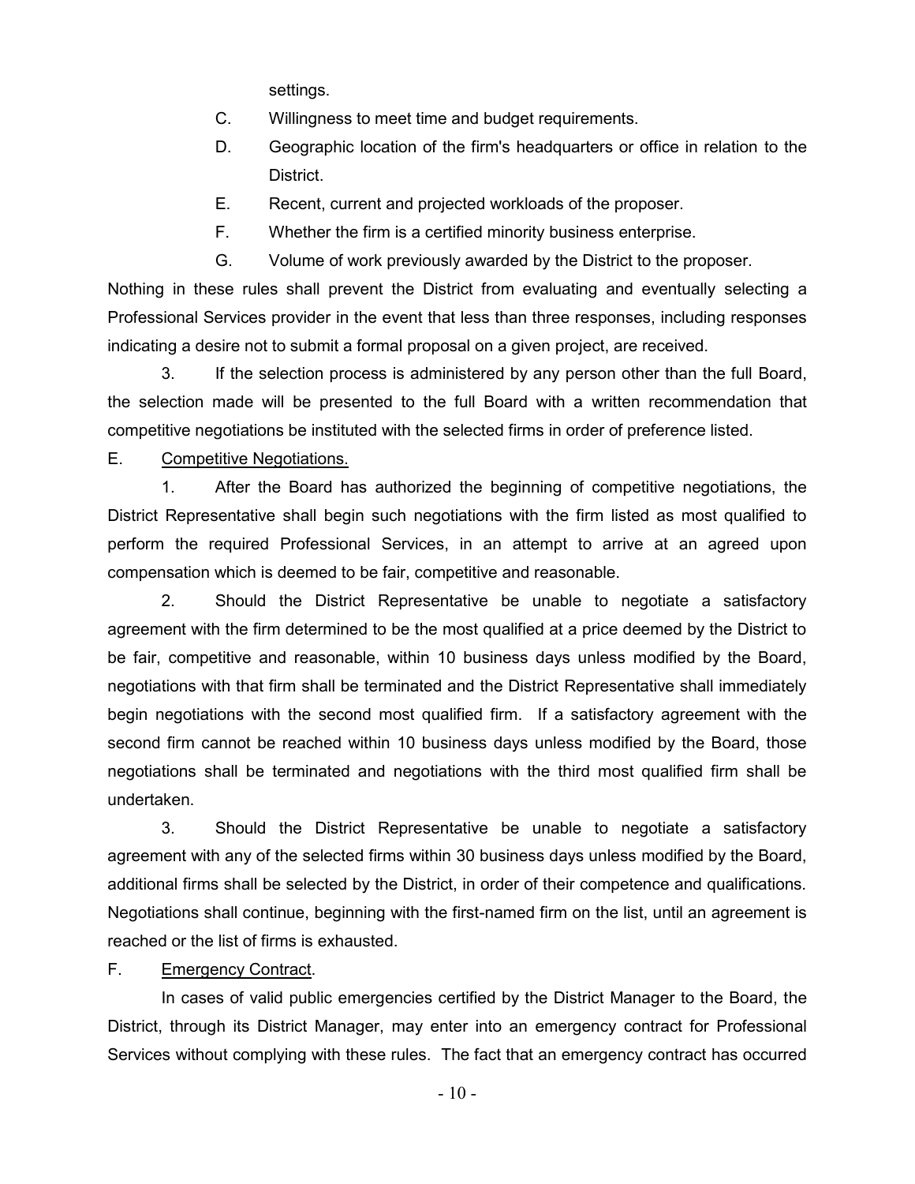settings.

C. Willingness to meet time and budget requirements.

D. Geographic location of the firm's headquarters or office in relation to the District.

E. Recent, current and projected workloads of the proposer.

F. Whether the firm is a certified minority business enterprise.

G. Volume of work previously awarded by the District to the proposer.

Nothing in these rules shall prevent the District from evaluating and eventually selecting a Professional Services provider in the event that less than three responses, including responses indicating a desire not to submit a formal proposal on a given project, are received.

3. If the selection process is administered by any person other than the full Board, the selection made will be presented to the full Board with a written recommendation that competitive negotiations be instituted with the selected firms in order of preference listed.

E. Competitive Negotiations.

1. After the Board has authorized the beginning of competitive negotiations, the District Representative shall begin such negotiations with the firm listed as most qualified to perform the required Professional Services, in an attempt to arrive at an agreed upon compensation which is deemed to be fair, competitive and reasonable.

2. Should the District Representative be unable to negotiate a satisfactory agreement with the firm determined to be the most qualified at a price deemed by the District to be fair, competitive and reasonable, within 10 business days unless modified by the Board, negotiations with that firm shall be terminated and the District Representative shall immediately begin negotiations with the second most qualified firm. If a satisfactory agreement with the second firm cannot be reached within 10 business days unless modified by the Board, those negotiations shall be terminated and negotiations with the third most qualified firm shall be undertaken.

3. Should the District Representative be unable to negotiate a satisfactory agreement with any of the selected firms within 30 business days unless modified by the Board, additional firms shall be selected by the District, in order of their competence and qualifications. Negotiations shall continue, beginning with the first-named firm on the list, until an agreement is reached or the list of firms is exhausted.

F. Emergency Contract.

In cases of valid public emergencies certified by the District Manager to the Board, the District, through its District Manager, may enter into an emergency contract for Professional Services without complying with these rules. The fact that an emergency contract has occurred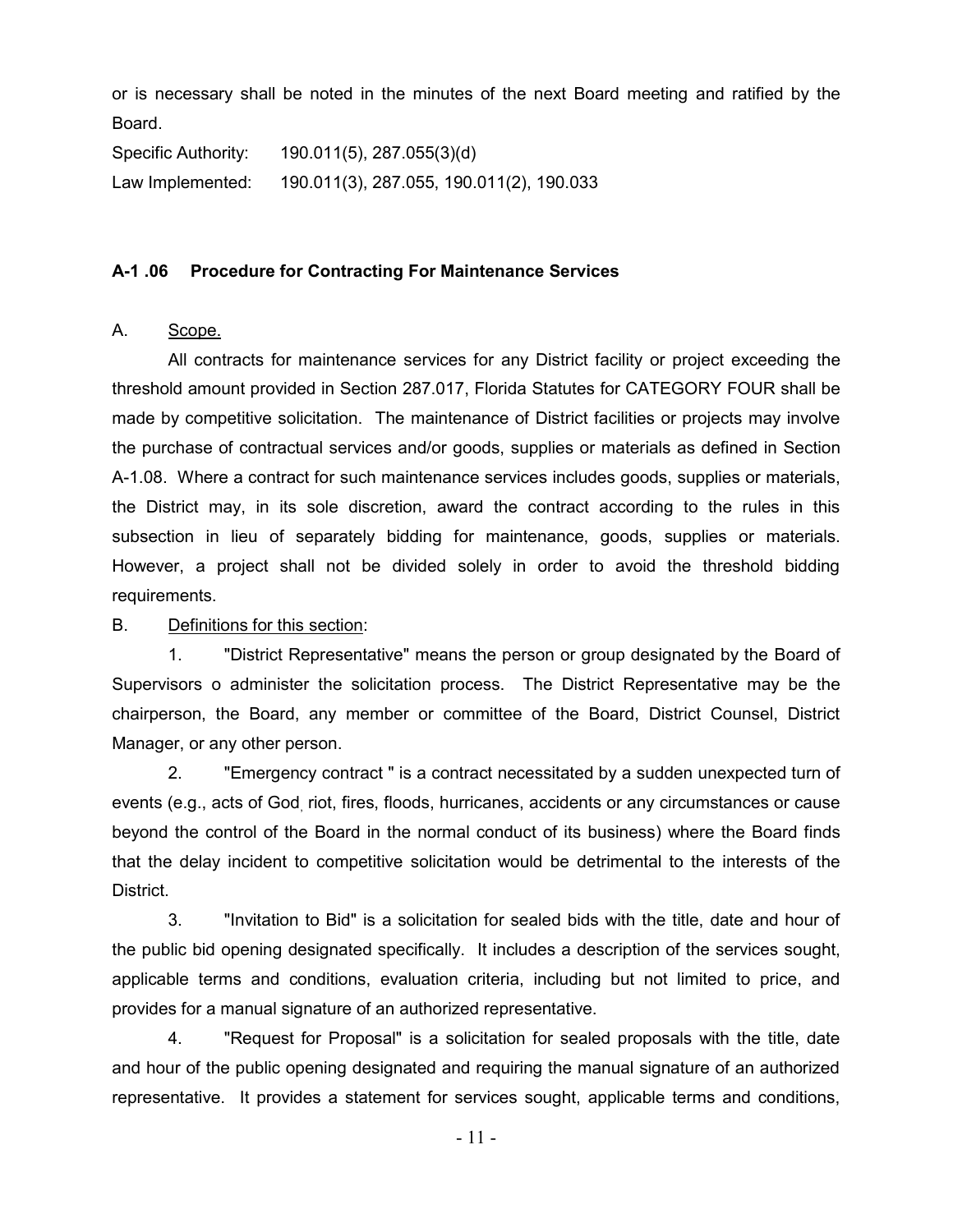or is necessary shall be noted in the minutes of the next Board meeting and ratified by the Board.

Specific Authority: 190.011(5), 287.055(3)(d)

Law Implemented: 190.011(3), 287.055, 190.011(2), 190.033

**A-1 .06 Procedure for Contracting For Maintenance Services**

A. Scope.

All contracts for maintenance services for any District facility or project exceeding the threshold amount provided in Section 287.017, Florida Statutes for CATEGORY FOUR shall be made by competitive solicitation. The maintenance of District facilities or projects may involve the purchase of contractual services and/or goods, supplies or materials as defined in Section A-1.08. Where a contract for such maintenance services includes goods, supplies or materials, the District may, in its sole discretion, award the contract according to the rules in this subsection in lieu of separately bidding for maintenance, goods, supplies or materials. However, a project shall not be divided solely in order to avoid the threshold bidding requirements.

B. Definitions for this section:

1. "District Representative" means the person or group designated by the Board of Supervisors o administer the solicitation process. The District Representative may be the chairperson, the Board, any member or committee of the Board, District Counsel, District Manager, or any other person.

2. "Emergency contract " is a contract necessitated by a sudden unexpected turn of events (e.g., acts of God, riot, fires, floods, hurricanes, accidents or any circumstances or cause beyond the control of the Board in the normal conduct of its business) where the Board finds that the delay incident to competitive solicitation would be detrimental to the interests of the District.

3. "Invitation to Bid" is a solicitation for sealed bids with the title, date and hour of the public bid opening designated specifically. It includes a description of the services sought, applicable terms and conditions, evaluation criteria, including but not limited to price, and provides for a manual signature of an authorized representative.

4. "Request for Proposal" is a solicitation for sealed proposals with the title, date and hour of the public opening designated and requiring the manual signature of an authorized representative. It provides a statement for services sought, applicable terms and conditions,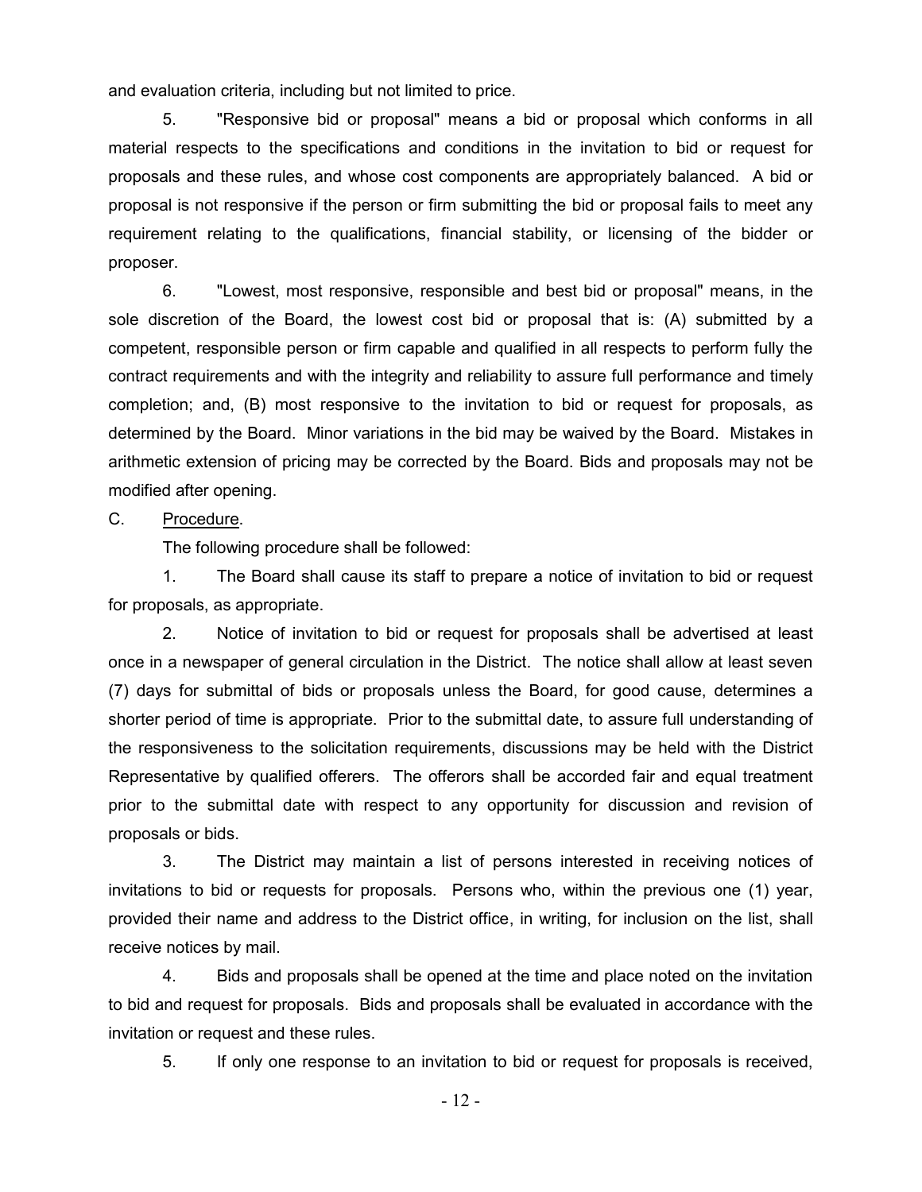and evaluation criteria, including but not limited to price.

5. "Responsive bid or proposal" means a bid or proposal which conforms in all material respects to the specifications and conditions in the invitation to bid or request for proposals and these rules, and whose cost components are appropriately balanced. A bid or proposal is not responsive if the person or firm submitting the bid or proposal fails to meet any requirement relating to the qualifications, financial stability, or licensing of the bidder or proposer.

6. "Lowest, most responsive, responsible and best bid or proposal" means, in the sole discretion of the Board, the lowest cost bid or proposal that is: (A) submitted by a competent, responsible person or firm capable and qualified in all respects to perform fully the contract requirements and with the integrity and reliability to assure full performance and timely completion; and, (B) most responsive to the invitation to bid or request for proposals, as determined by the Board. Minor variations in the bid may be waived by the Board. Mistakes in arithmetic extension of pricing may be corrected by the Board. Bids and proposals may not be modified after opening.

C. <u>Procedure</u>.

The following procedure shall be followed:

1. The Board shall cause its staff to prepare a notice of invitation to bid or request for proposals, as appropriate.

2. Notice of invitation to bid or request for proposals shall be advertised at least once in a newspaper of general circulation in the District. The notice shall allow at least seven (7) days for submittal of bids or proposals unless the Board, for good cause, determines a shorter period of time is appropriate. Prior to the submittal date, to assure full understanding of the responsiveness to the solicitation requirements, discussions may be held with the District Representative by qualified offerers. The offerors shall be accorded fair and equal treatment prior to the submittal date with respect to any opportunity for discussion and revision of proposals or bids.

3. The District may maintain a list of persons interested in receiving notices of invitations to bid or requests for proposals. Persons who, within the previous one (1) year, provided their name and address to the District office, in writing, for inclusion on the list, shall receive notices by mail.

4. Bids and proposals shall be opened at the time and place noted on the invitation to bid and request for proposals. Bids and proposals shall be evaluated in accordance with the invitation or request and these rules.

5. If only one response to an invitation to bid or request for proposals is received,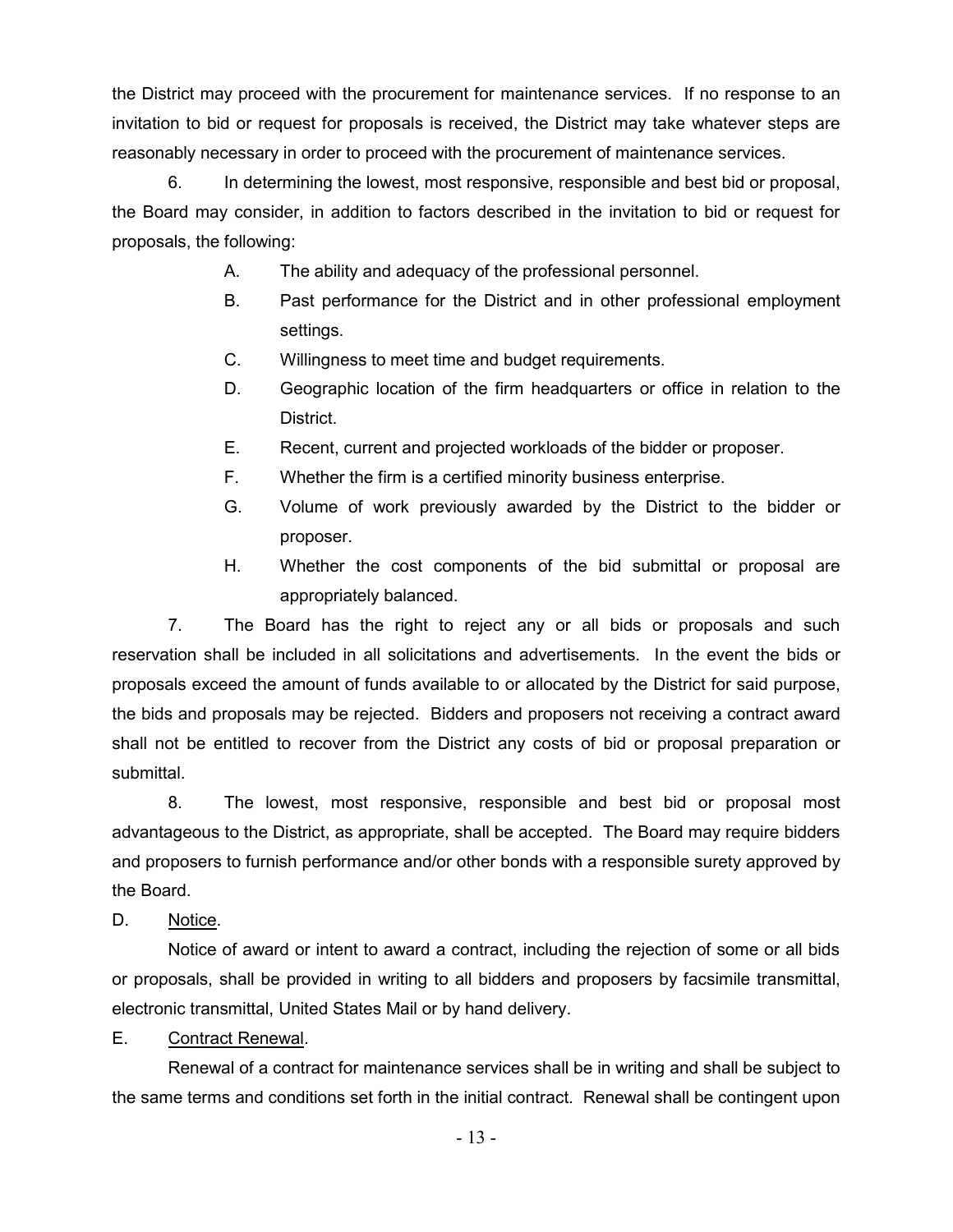the District may proceed with the procurement for maintenance services. If no response to an invitation to bid or request for proposals is received, the District may take whatever steps are reasonably necessary in order to proceed with the procurement of maintenance services.

6. In determining the lowest, most responsive, responsible and best bid or proposal, the Board may consider, in addition to factors described in the invitation to bid or request for proposals, the following:

   A. The ability and adequacy of the professional personnel.

   B. Past performance for the District and in other professional employment settings.

   C. Willingness to meet time and budget requirements.

   D. Geographic location of the firm headquarters or office in relation to the District.

   E. Recent, current and projected workloads of the bidder or proposer.

   F. Whether the firm is a certified minority business enterprise.

   G. Volume of work previously awarded by the District to the bidder or proposer.

   H. Whether the cost components of the bid submittal or proposal are appropriately balanced.

7. The Board has the right to reject any or all bids or proposals and such reservation shall be included in all solicitations and advertisements. In the event the bids or proposals exceed the amount of funds available to or allocated by the District for said purpose, the bids and proposals may be rejected. Bidders and proposers not receiving a contract award shall not be entitled to recover from the District any costs of bid or proposal preparation or submittal.

8. The lowest, most responsive, responsible and best bid or proposal most advantageous to the District, as appropriate, shall be accepted. The Board may require bidders and proposers to furnish performance and/or other bonds with a responsible surety approved by the Board.

D. <u>Notice</u>.

Notice of award or intent to award a contract, including the rejection of some or all bids or proposals, shall be provided in writing to all bidders and proposers by facsimile transmittal, electronic transmittal, United States Mail or by hand delivery.

E. <u>Contract Renewal</u>.

Renewal of a contract for maintenance services shall be in writing and shall be subject to the same terms and conditions set forth in the initial contract. Renewal shall be contingent upon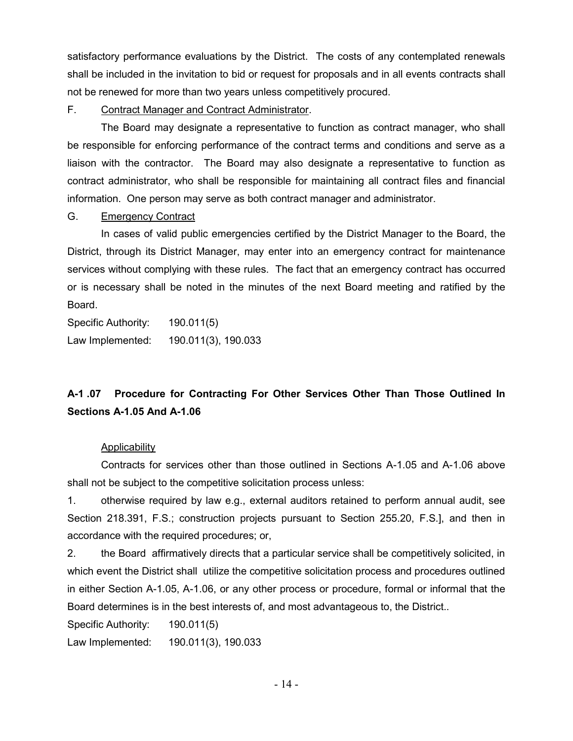satisfactory performance evaluations by the District. The costs of any contemplated renewals shall be included in the invitation to bid or request for proposals and in all events contracts shall not be renewed for more than two years unless competitively procured.

F. Contract Manager and Contract Administrator.

The Board may designate a representative to function as contract manager, who shall be responsible for enforcing performance of the contract terms and conditions and serve as a liaison with the contractor. The Board may also designate a representative to function as contract administrator, who shall be responsible for maintaining all contract files and financial information. One person may serve as both contract manager and administrator.

G. Emergency Contract

In cases of valid public emergencies certified by the District Manager to the Board, the District, through its District Manager, may enter into an emergency contract for maintenance services without complying with these rules. The fact that an emergency contract has occurred or is necessary shall be noted in the minutes of the next Board meeting and ratified by the Board.

Specific Authority: 190.011(5)

Law Implemented: 190.011(3), 190.033

## A-1 .07 Procedure for Contracting For Other Services Other Than Those Outlined In Sections A-1.05 And A-1.06

Applicability

Contracts for services other than those outlined in Sections A-1.05 and A-1.06 above shall not be subject to the competitive solicitation process unless:

1. otherwise required by law e.g., external auditors retained to perform annual audit, see Section 218.391, F.S.; construction projects pursuant to Section 255.20, F.S.], and then in accordance with the required procedures; or,

2. the Board affirmatively directs that a particular service shall be competitively solicited, in which event the District shall utilize the competitive solicitation process and procedures outlined in either Section A-1.05, A-1.06, or any other process or procedure, formal or informal that the Board determines is in the best interests of, and most advantageous to, the District..

Specific Authority: 190.011(5)

Law Implemented: 190.011(3), 190.033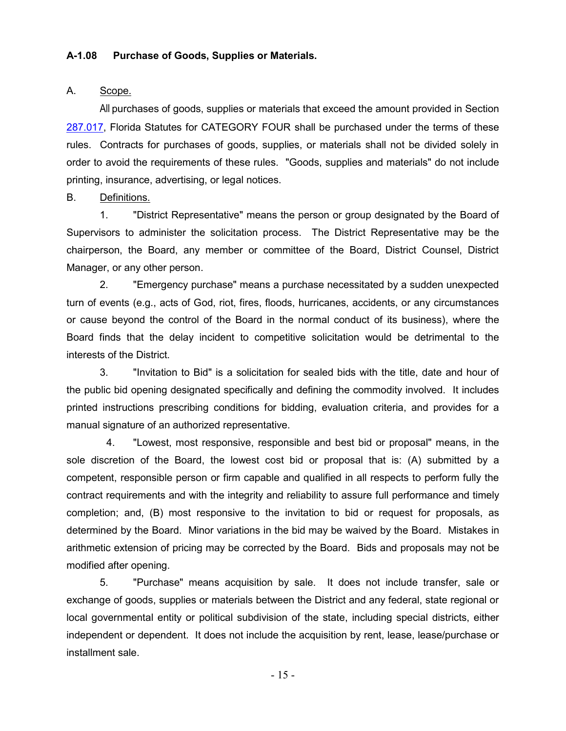### A-1.08 Purchase of Goods, Supplies or Materials.

A. <u>Scope.</u>

All purchases of goods, supplies or materials that exceed the amount provided in Section [287.017](287.017), Florida Statutes for CATEGORY FOUR shall be purchased under the terms of these rules. Contracts for purchases of goods, supplies, or materials shall not be divided solely in order to avoid the requirements of these rules. "Goods, supplies and materials" do not include printing, insurance, advertising, or legal notices.

B. <u>Definitions.</u>

1. "District Representative" means the person or group designated by the Board of Supervisors to administer the solicitation process. The District Representative may be the chairperson, the Board, any member or committee of the Board, District Counsel, District Manager, or any other person.

2. "Emergency purchase" means a purchase necessitated by a sudden unexpected turn of events (e.g., acts of God, riot, fires, floods, hurricanes, accidents, or any circumstances or cause beyond the control of the Board in the normal conduct of its business), where the Board finds that the delay incident to competitive solicitation would be detrimental to the interests of the District.

3. "Invitation to Bid" is a solicitation for sealed bids with the title, date and hour of the public bid opening designated specifically and defining the commodity involved. It includes printed instructions prescribing conditions for bidding, evaluation criteria, and provides for a manual signature of an authorized representative.

4. "Lowest, most responsive, responsible and best bid or proposal" means, in the sole discretion of the Board, the lowest cost bid or proposal that is: (A) submitted by a competent, responsible person or firm capable and qualified in all respects to perform fully the contract requirements and with the integrity and reliability to assure full performance and timely completion; and, (B) most responsive to the invitation to bid or request for proposals, as determined by the Board. Minor variations in the bid may be waived by the Board. Mistakes in arithmetic extension of pricing may be corrected by the Board. Bids and proposals may not be modified after opening.

5. "Purchase" means acquisition by sale. It does not include transfer, sale or exchange of goods, supplies or materials between the District and any federal, state regional or local governmental entity or political subdivision of the state, including special districts, either independent or dependent. It does not include the acquisition by rent, lease, lease/purchase or installment sale.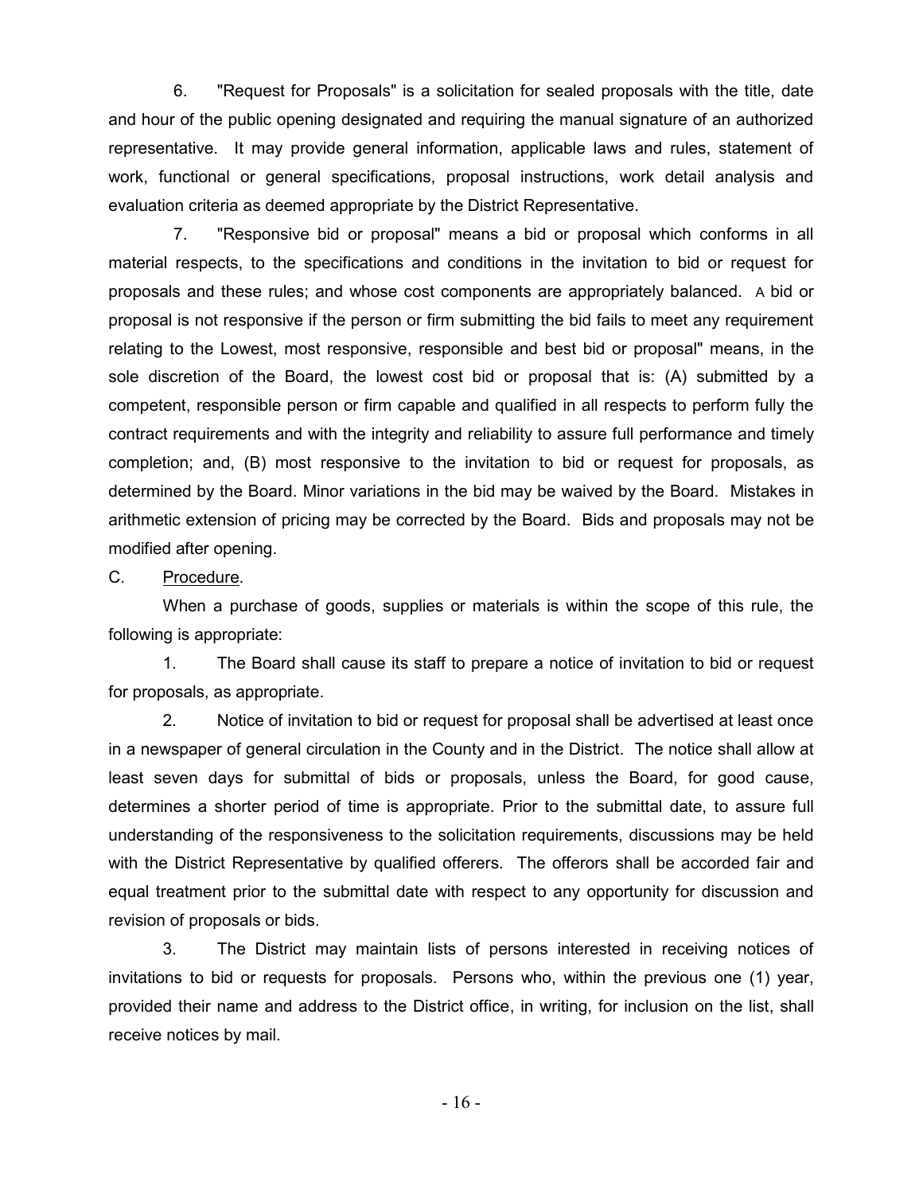6. "Request for Proposals" is a solicitation for sealed proposals with the title, date and hour of the public opening designated and requiring the manual signature of an authorized representative. It may provide general information, applicable laws and rules, statement of work, functional or general specifications, proposal instructions, work detail analysis and evaluation criteria as deemed appropriate by the District Representative.

7. "Responsive bid or proposal" means a bid or proposal which conforms in all material respects, to the specifications and conditions in the invitation to bid or request for proposals and these rules; and whose cost components are appropriately balanced. A bid or proposal is not responsive if the person or firm submitting the bid fails to meet any requirement relating to the Lowest, most responsive, responsible and best bid or proposal" means, in the sole discretion of the Board, the lowest cost bid or proposal that is: (A) submitted by a competent, responsible person or firm capable and qualified in all respects to perform fully the contract requirements and with the integrity and reliability to assure full performance and timely completion; and, (B) most responsive to the invitation to bid or request for proposals, as determined by the Board. Minor variations in the bid may be waived by the Board. Mistakes in arithmetic extension of pricing may be corrected by the Board. Bids and proposals may not be modified after opening.

C. <u>Procedure</u>.

When a purchase of goods, supplies or materials is within the scope of this rule, the following is appropriate:

1. The Board shall cause its staff to prepare a notice of invitation to bid or request for proposals, as appropriate.

2. Notice of invitation to bid or request for proposal shall be advertised at least once in a newspaper of general circulation in the County and in the District. The notice shall allow at least seven days for submittal of bids or proposals, unless the Board, for good cause, determines a shorter period of time is appropriate. Prior to the submittal date, to assure full understanding of the responsiveness to the solicitation requirements, discussions may be held with the District Representative by qualified offerers. The offerors shall be accorded fair and equal treatment prior to the submittal date with respect to any opportunity for discussion and revision of proposals or bids.

3. The District may maintain lists of persons interested in receiving notices of invitations to bid or requests for proposals. Persons who, within the previous one (1) year, provided their name and address to the District office, in writing, for inclusion on the list, shall receive notices by mail.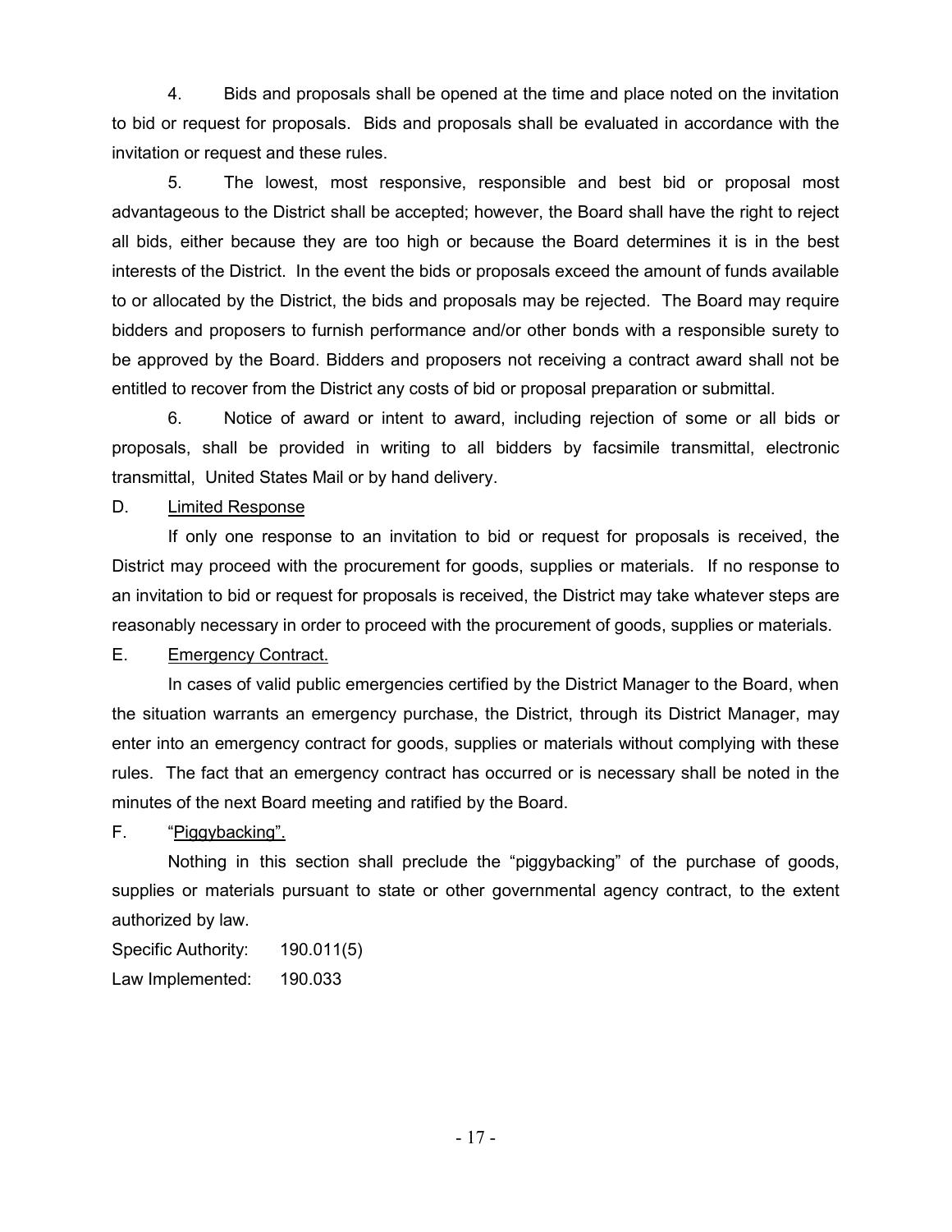4. Bids and proposals shall be opened at the time and place noted on the invitation to bid or request for proposals. Bids and proposals shall be evaluated in accordance with the invitation or request and these rules.

5. The lowest, most responsive, responsible and best bid or proposal most advantageous to the District shall be accepted; however, the Board shall have the right to reject all bids, either because they are too high or because the Board determines it is in the best interests of the District. In the event the bids or proposals exceed the amount of funds available to or allocated by the District, the bids and proposals may be rejected. The Board may require bidders and proposers to furnish performance and/or other bonds with a responsible surety to be approved by the Board. Bidders and proposers not receiving a contract award shall not be entitled to recover from the District any costs of bid or proposal preparation or submittal.

6. Notice of award or intent to award, including rejection of some or all bids or proposals, shall be provided in writing to all bidders by facsimile transmittal, electronic transmittal, United States Mail or by hand delivery.

D. <u>Limited Response</u>

If only one response to an invitation to bid or request for proposals is received, the District may proceed with the procurement for goods, supplies or materials. If no response to an invitation to bid or request for proposals is received, the District may take whatever steps are reasonably necessary in order to proceed with the procurement of goods, supplies or materials.

E. <u>Emergency Contract.</u>

In cases of valid public emergencies certified by the District Manager to the Board, when the situation warrants an emergency purchase, the District, through its District Manager, may enter into an emergency contract for goods, supplies or materials without complying with these rules. The fact that an emergency contract has occurred or is necessary shall be noted in the minutes of the next Board meeting and ratified by the Board.

F. <u>"Piggybacking".</u>

Nothing in this section shall preclude the "piggybacking" of the purchase of goods, supplies or materials pursuant to state or other governmental agency contract, to the extent authorized by law.

Specific Authority: 190.011(5)
Law Implemented: 190.033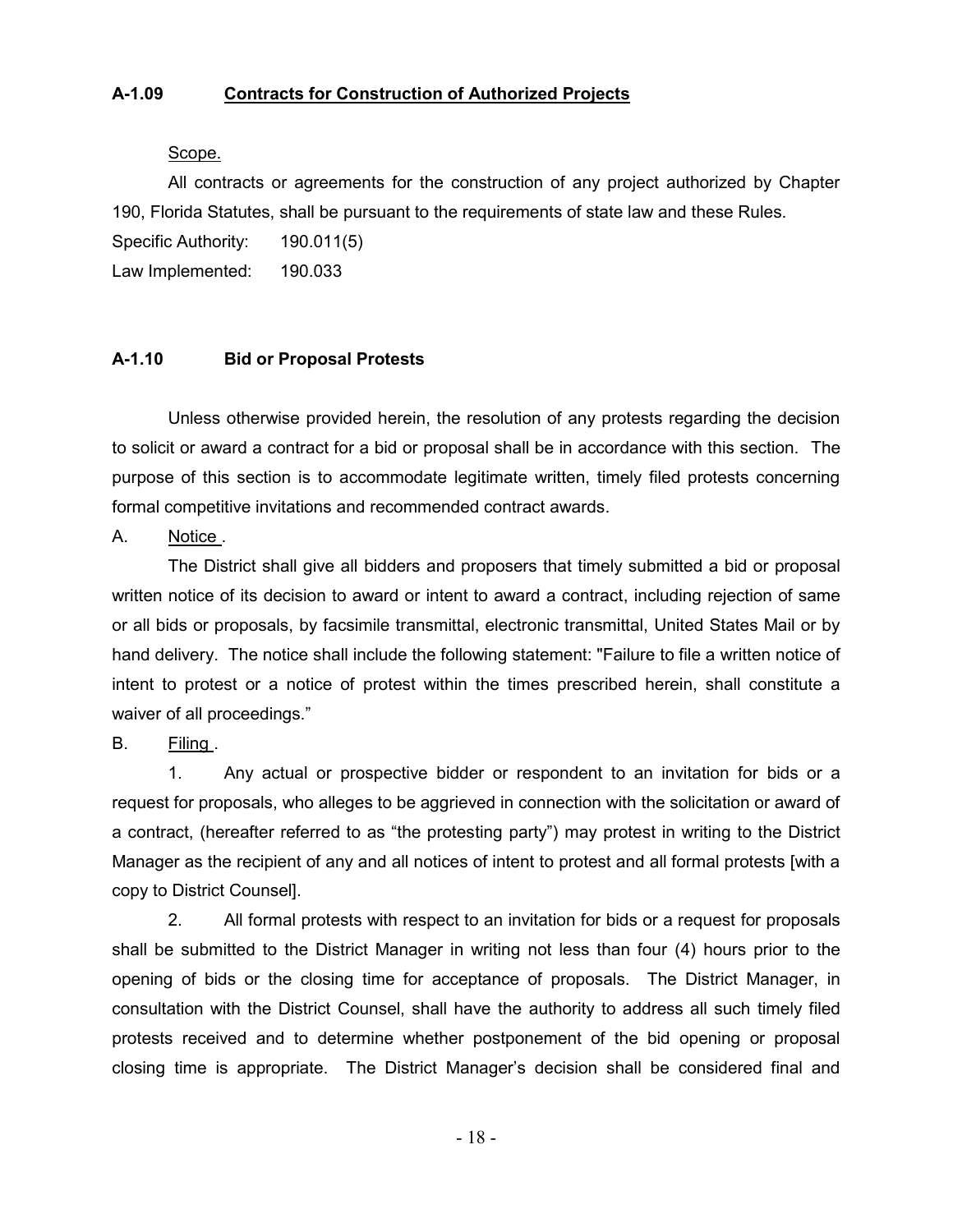### A-1.09 Contracts for Construction of Authorized Projects

Scope.

All contracts or agreements for the construction of any project authorized by Chapter 190, Florida Statutes, shall be pursuant to the requirements of state law and these Rules.

Specific Authority: 190.011(5)

Law Implemented: 190.033

### A-1.10 Bid or Proposal Protests

Unless otherwise provided herein, the resolution of any protests regarding the decision to solicit or award a contract for a bid or proposal shall be in accordance with this section. The purpose of this section is to accommodate legitimate written, timely filed protests concerning formal competitive invitations and recommended contract awards.

A. Notice .

The District shall give all bidders and proposers that timely submitted a bid or proposal written notice of its decision to award or intent to award a contract, including rejection of same or all bids or proposals, by facsimile transmittal, electronic transmittal, United States Mail or by hand delivery. The notice shall include the following statement: "Failure to file a written notice of intent to protest or a notice of protest within the times prescribed herein, shall constitute a waiver of all proceedings."

B. Filing .

1. Any actual or prospective bidder or respondent to an invitation for bids or a request for proposals, who alleges to be aggrieved in connection with the solicitation or award of a contract, (hereafter referred to as "the protesting party") may protest in writing to the District Manager as the recipient of any and all notices of intent to protest and all formal protests [with a copy to District Counsel].

2. All formal protests with respect to an invitation for bids or a request for proposals shall be submitted to the District Manager in writing not less than four (4) hours prior to the opening of bids or the closing time for acceptance of proposals. The District Manager, in consultation with the District Counsel, shall have the authority to address all such timely filed protests received and to determine whether postponement of the bid opening or proposal closing time is appropriate. The District Manager's decision shall be considered final and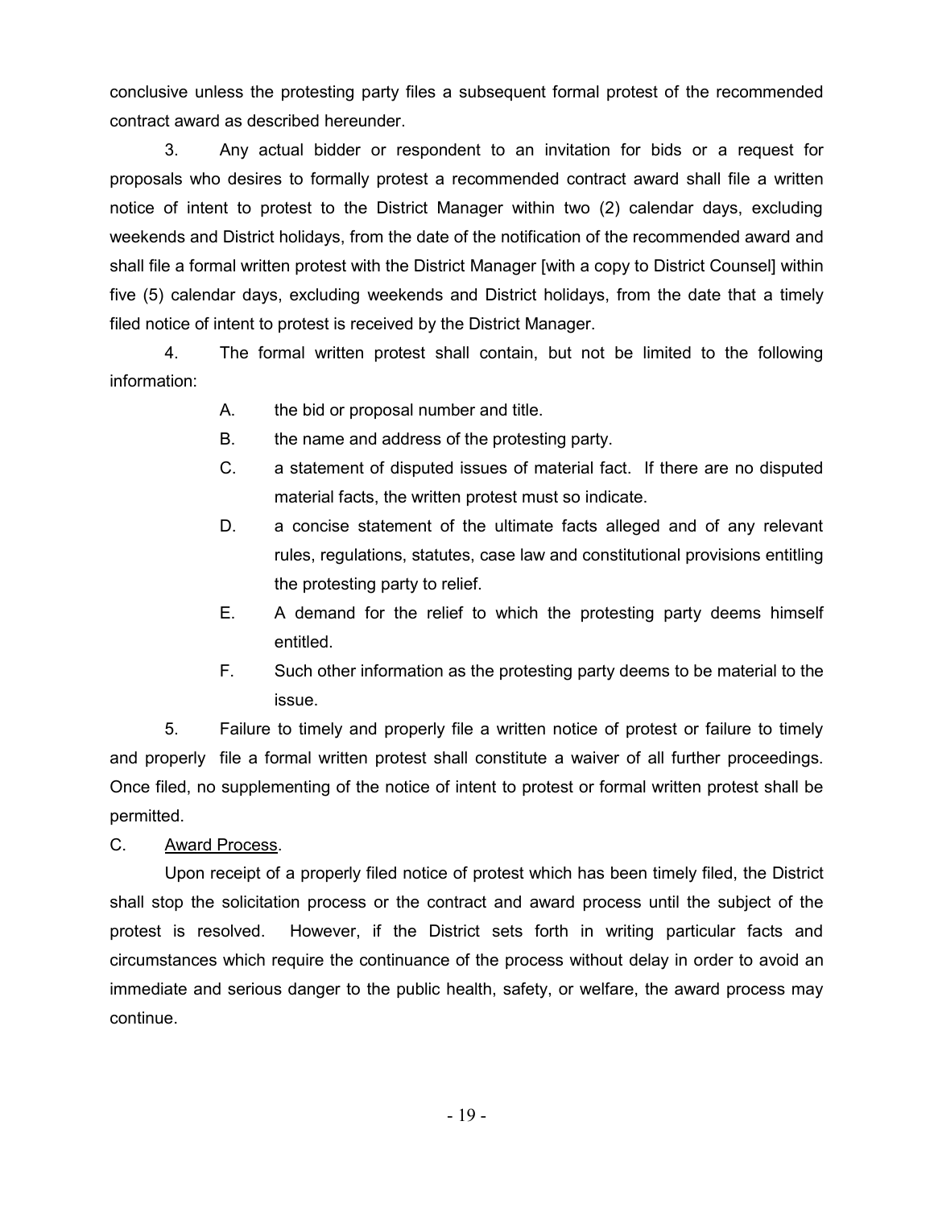conclusive unless the protesting party files a subsequent formal protest of the recommended contract award as described hereunder.

3. Any actual bidder or respondent to an invitation for bids or a request for proposals who desires to formally protest a recommended contract award shall file a written notice of intent to protest to the District Manager within two (2) calendar days, excluding weekends and District holidays, from the date of the notification of the recommended award and shall file a formal written protest with the District Manager [with a copy to District Counsel] within five (5) calendar days, excluding weekends and District holidays, from the date that a timely filed notice of intent to protest is received by the District Manager.

4. The formal written protest shall contain, but not be limited to the following information:

A. the bid or proposal number and title.

B. the name and address of the protesting party.

C. a statement of disputed issues of material fact. If there are no disputed material facts, the written protest must so indicate.

D. a concise statement of the ultimate facts alleged and of any relevant rules, regulations, statutes, case law and constitutional provisions entitling the protesting party to relief.

E. A demand for the relief to which the protesting party deems himself entitled.

F. Such other information as the protesting party deems to be material to the issue.

5. Failure to timely and properly file a written notice of protest or failure to timely and properly file a formal written protest shall constitute a waiver of all further proceedings. Once filed, no supplementing of the notice of intent to protest or formal written protest shall be permitted.

C. Award Process.

Upon receipt of a properly filed notice of protest which has been timely filed, the District shall stop the solicitation process or the contract and award process until the subject of the protest is resolved. However, if the District sets forth in writing particular facts and circumstances which require the continuance of the process without delay in order to avoid an immediate and serious danger to the public health, safety, or welfare, the award process may continue.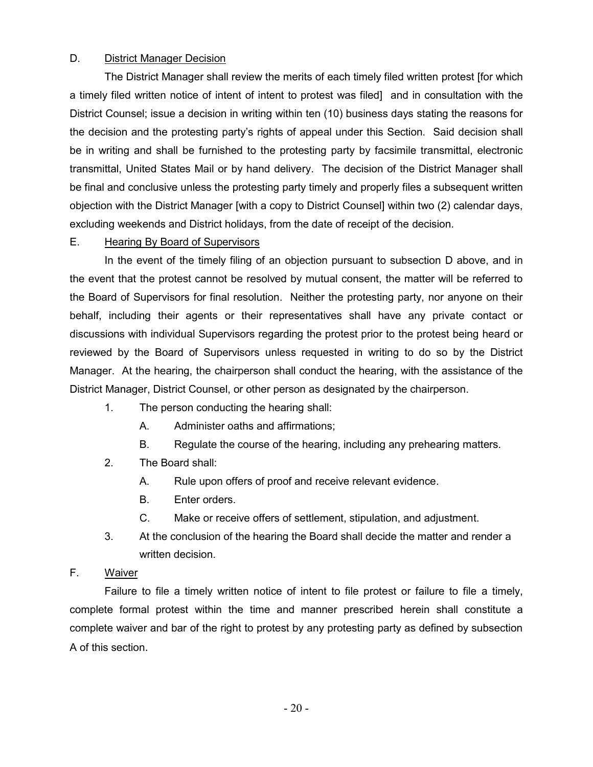D. <u>District Manager Decision</u>

The District Manager shall review the merits of each timely filed written protest [for which a timely filed written notice of intent of intent to protest was filed] and in consultation with the District Counsel; issue a decision in writing within ten (10) business days stating the reasons for the decision and the protesting party's rights of appeal under this Section. Said decision shall be in writing and shall be furnished to the protesting party by facsimile transmittal, electronic transmittal, United States Mail or by hand delivery. The decision of the District Manager shall be final and conclusive unless the protesting party timely and properly files a subsequent written objection with the District Manager [with a copy to District Counsel] within two (2) calendar days, excluding weekends and District holidays, from the date of receipt of the decision.

E. <u>Hearing By Board of Supervisors</u>

In the event of the timely filing of an objection pursuant to subsection D above, and in the event that the protest cannot be resolved by mutual consent, the matter will be referred to the Board of Supervisors for final resolution. Neither the protesting party, nor anyone on their behalf, including their agents or their representatives shall have any private contact or discussions with individual Supervisors regarding the protest prior to the protest being heard or reviewed by the Board of Supervisors unless requested in writing to do so by the District Manager. At the hearing, the chairperson shall conduct the hearing, with the assistance of the District Manager, District Counsel, or other person as designated by the chairperson.

1. The person conducting the hearing shall:
   - A. Administer oaths and affirmations;
   - B. Regulate the course of the hearing, including any prehearing matters.
2. The Board shall:
   - A. Rule upon offers of proof and receive relevant evidence.
   - B. Enter orders.
   - C. Make or receive offers of settlement, stipulation, and adjustment.
3. At the conclusion of the hearing the Board shall decide the matter and render a written decision.

F. <u>Waiver</u>

Failure to file a timely written notice of intent to file protest or failure to file a timely, complete formal protest within the time and manner prescribed herein shall constitute a complete waiver and bar of the right to protest by any protesting party as defined by subsection A of this section.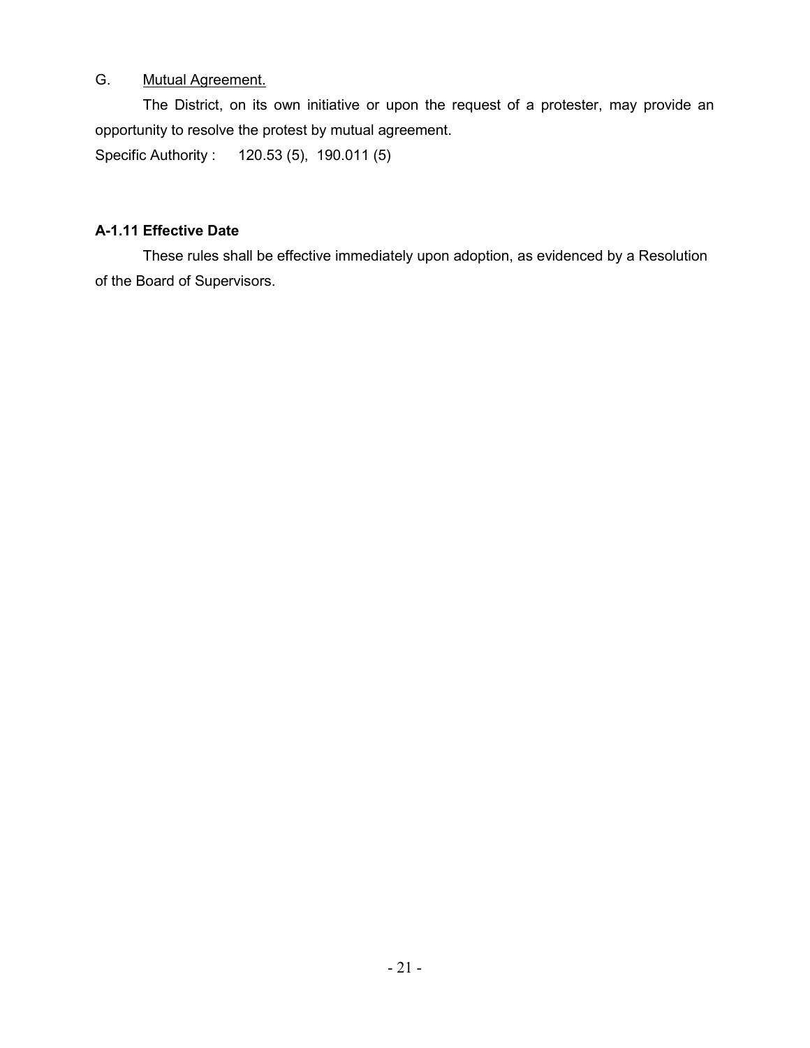G. <u>Mutual Agreement.</u>

The District, on its own initiative or upon the request of a protester, may provide an opportunity to resolve the protest by mutual agreement.

Specific Authority : 120.53 (5), 190.011 (5)

**A-1.11 Effective Date**

These rules shall be effective immediately upon adoption, as evidenced by a Resolution of the Board of Supervisors.